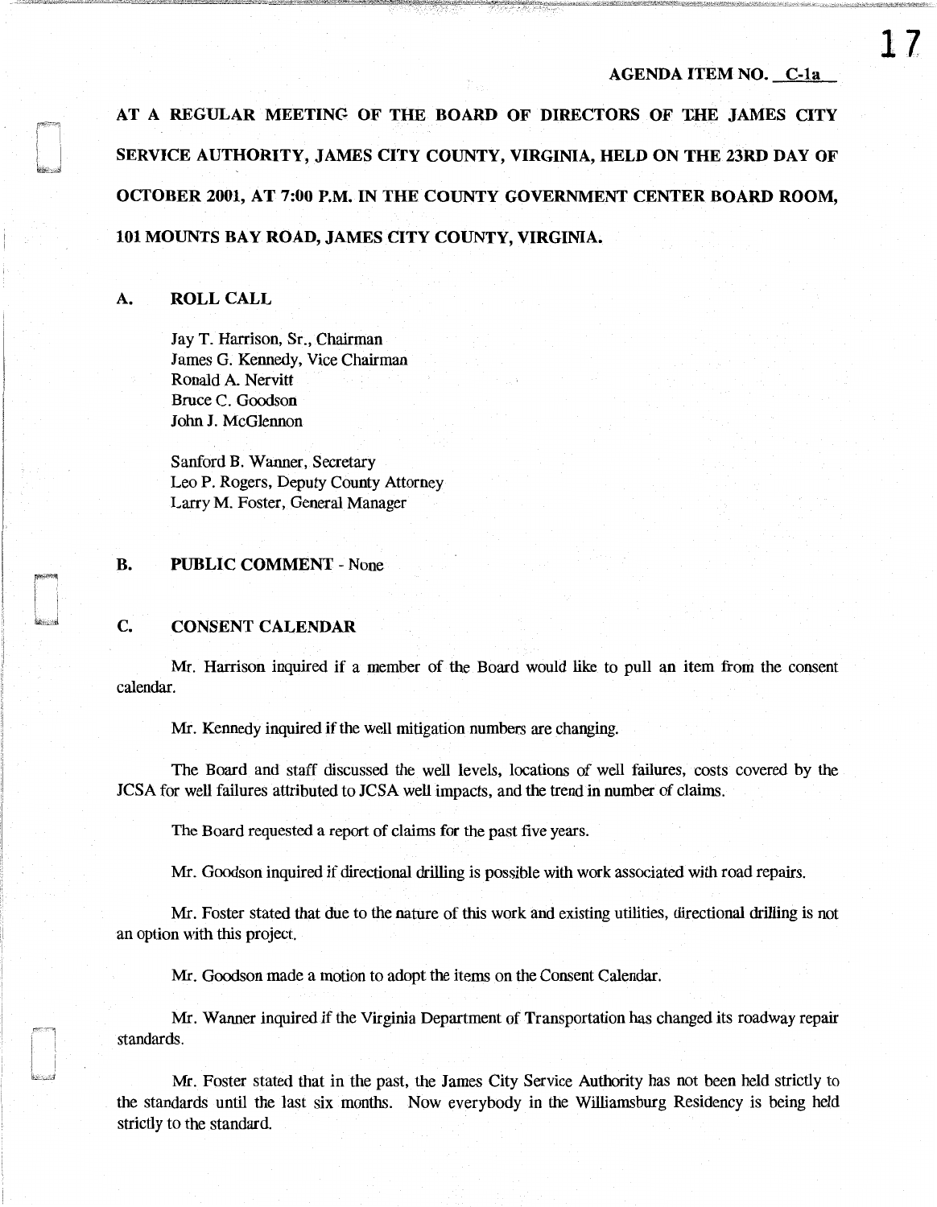AGENDA ITEM NO. C-1a

**AT A REGULAR MEETING OF THE BOARD OF DIRECTORS OF THE JAMES CITY SERVICE AUTHORITY, JAMES CITY COUNTY, VIRGINIA, HELD ON THE 23RD DAY OF OCTOBER 2001, AT 7:00 P.M. IN THE COUNTY GOVERNMENT CENTER BOARD ROOM, 101 MOUNTS BAY ROAD, JAMES CITY COUNTY, VIRGINIA.**

## A. ROLL CALL

Jay T. Harrison, Sr., Chairman
James G. Kennedy, Vice Chairman
Ronald A. Nervitt
Bruce C. Goodson
John J. McGlennon

Sanford B. Wanner, Secretary
Leo P. Rogers, Deputy County Attorney
Larry M. Foster, General Manager

## B. PUBLIC COMMENT - None

## C. CONSENT CALENDAR

Mr. Harrison inquired if a member of the Board would like to pull an item from the consent calendar.

Mr. Kennedy inquired if the well mitigation numbers are changing.

The Board and staff discussed the well levels, locations of well failures, costs covered by the JCSA for well failures attributed to JCSA well impacts, and the trend in number of claims.

The Board requested a report of claims for the past five years.

Mr. Goodson inquired if directional drilling is possible with work associated with road repairs.

Mr. Foster stated that due to the nature of this work and existing utilities, directional drilling is not an option with this project.

Mr. Goodson made a motion to adopt the items on the Consent Calendar.

Mr. Wanner inquired if the Virginia Department of Transportation has changed its roadway repair standards.

Mr. Foster stated that in the past, the James City Service Authority has not been held strictly to the standards until the last six months. Now everybody in the Williamsburg Residency is being held strictly to the standard.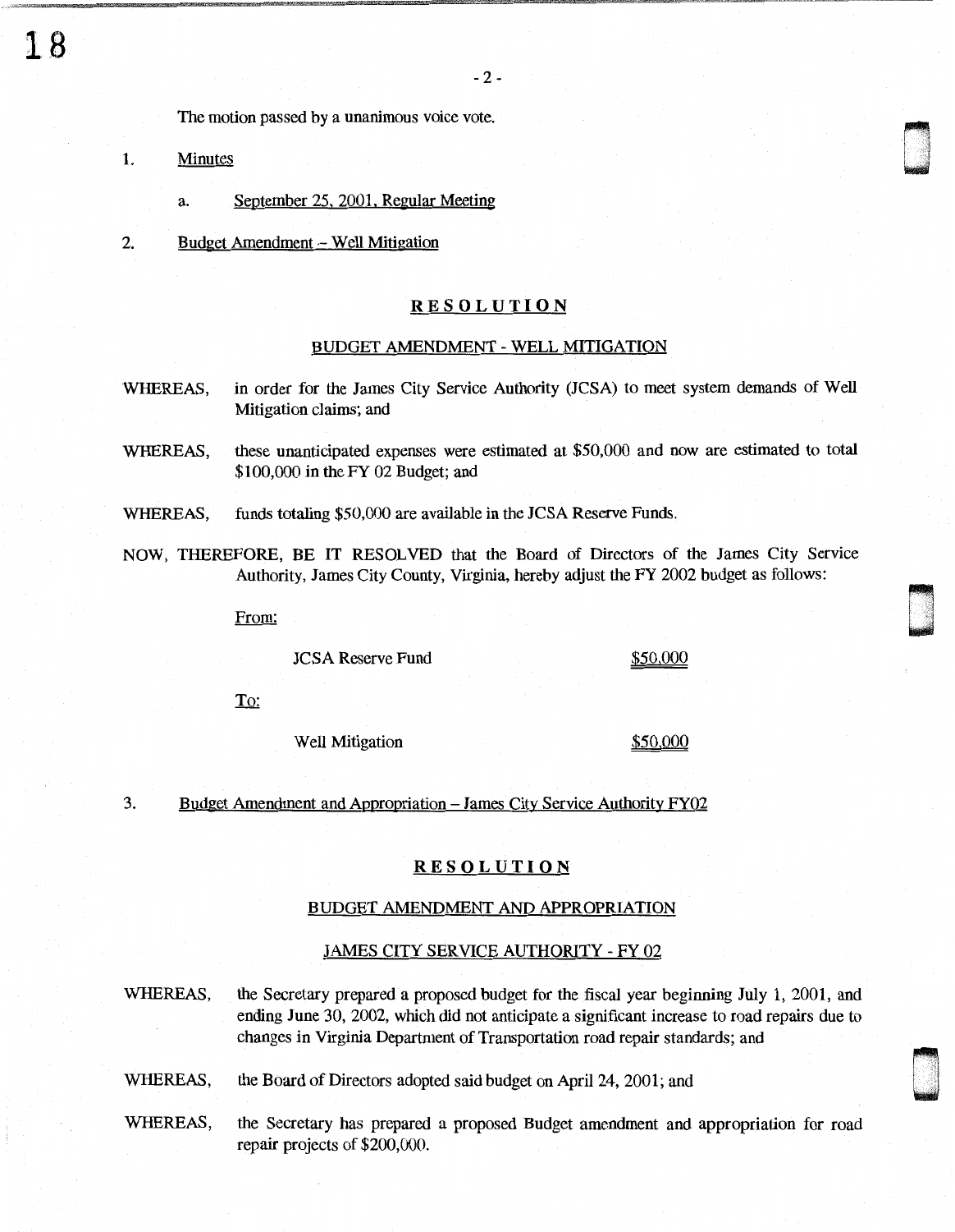The motion passed by a unanimous voice vote.

1. Minutes

   a. September 25, 2001, Regular Meeting

2. Budget Amendment – Well Mitigation

## RESOLUTION

### BUDGET AMENDMENT - WELL MITIGATION

WHEREAS, in order for the James City Service Authority (JCSA) to meet system demands of Well Mitigation claims; and

WHEREAS, these unanticipated expenses were estimated at $50,000 and now are estimated to total $100,000 in the FY 02 Budget; and

WHEREAS, funds totaling $50,000 are available in the JCSA Reserve Funds.

NOW, THEREFORE, BE IT RESOLVED that the Board of Directors of the James City Service Authority, James City County, Virginia, hereby adjust the FY 2002 budget as follows:

From:

| | |
|---|---|
| JCSA Reserve Fund | $50,000 |

To:

| | |
|---|---|
| Well Mitigation | $50,000 |

3. Budget Amendment and Appropriation – James City Service Authority FY02

## RESOLUTION

### BUDGET AMENDMENT AND APPROPRIATION

### JAMES CITY SERVICE AUTHORITY - FY 02

WHEREAS, the Secretary prepared a proposed budget for the fiscal year beginning July 1, 2001, and ending June 30, 2002, which did not anticipate a significant increase to road repairs due to changes in Virginia Department of Transportation road repair standards; and

WHEREAS, the Board of Directors adopted said budget on April 24, 2001; and

WHEREAS, the Secretary has prepared a proposed Budget amendment and appropriation for road repair projects of $200,000.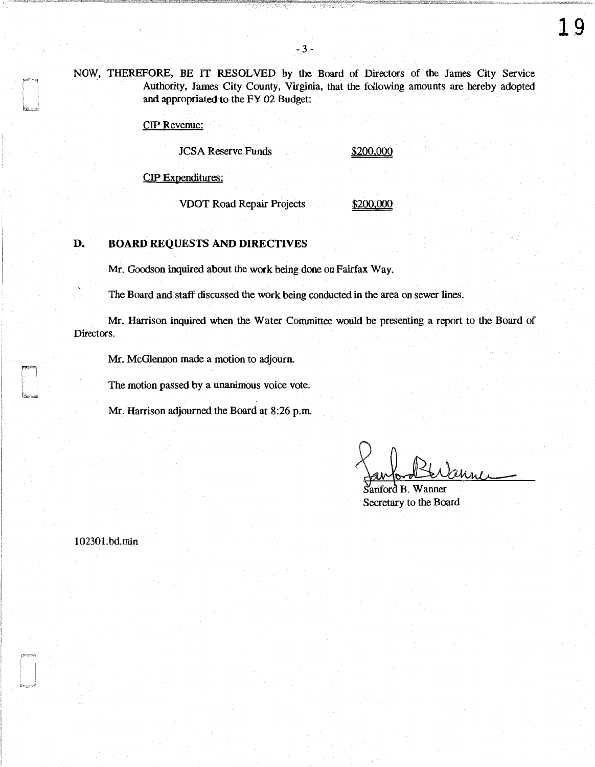NOW, THEREFORE, BE IT RESOLVED by the Board of Directors of the James City Service Authority, James City County, Virginia, that the following amounts are hereby adopted and appropriated to the FY 02 Budget:

CIP Revenue:

| | |
|---|---|
| JCSA Reserve Funds | \$200,000 |

CIP Expenditures:

| | |
|---|---|
| VDOT Road Repair Projects | \$200,000 |

### D. BOARD REQUESTS AND DIRECTIVES

Mr. Goodson inquired about the work being done on Fairfax Way.

The Board and staff discussed the work being conducted in the area on sewer lines.

Mr. Harrison inquired when the Water Committee would be presenting a report to the Board of Directors.

Mr. McGlennon made a motion to adjourn.

The motion passed by a unanimous voice vote.

Mr. Harrison adjourned the Board at 8:26 p.m.

Sanford B. Wanner
Secretary to the Board

102301.bd.min